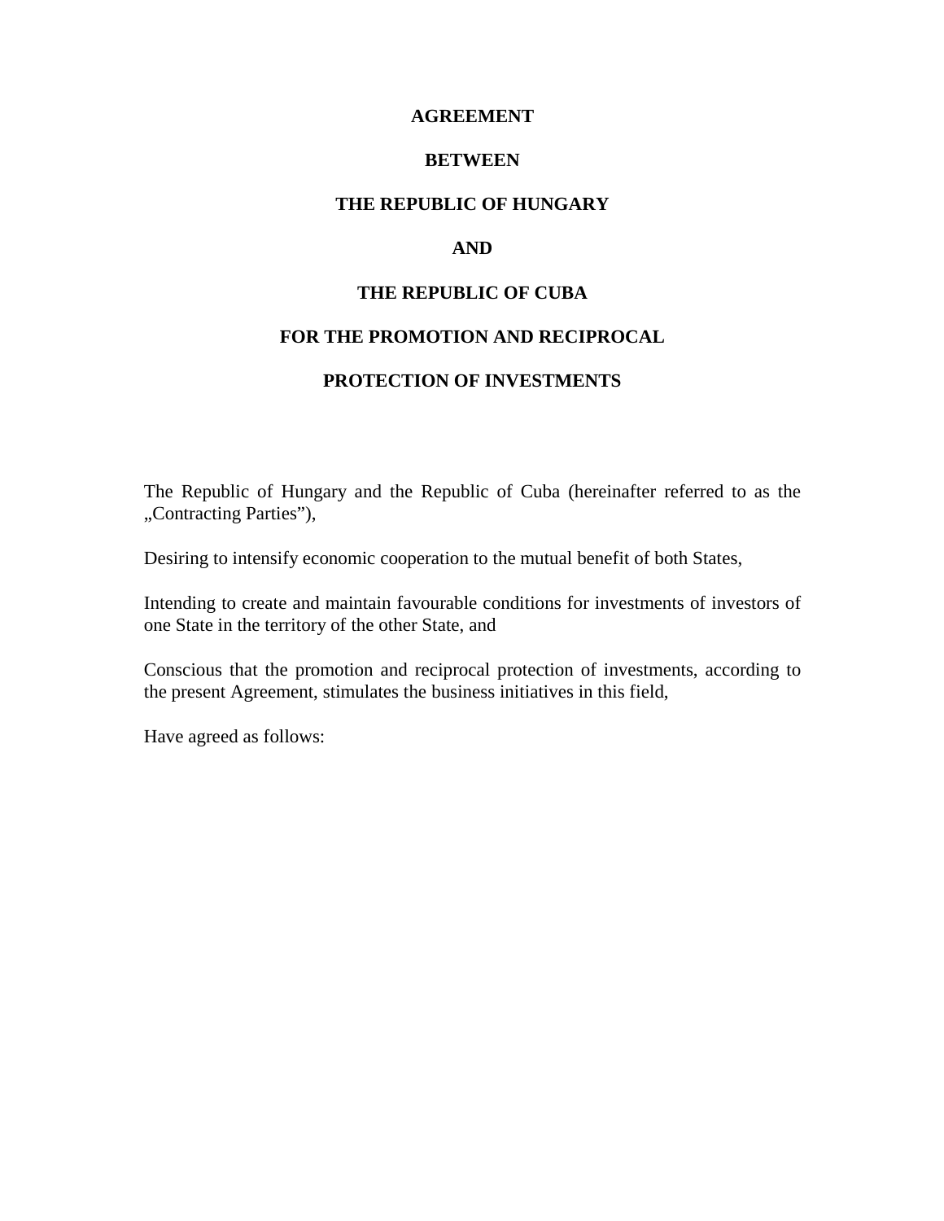# AGREEMENT

# BETWEEN

# THE REPUBLIC OF HUNGARY

# AND

# THE REPUBLIC OF CUBA

# FOR THE PROMOTION AND RECIPROCAL

# PROTECTION OF INVESTMENTS

The Republic of Hungary and the Republic of Cuba (hereinafter referred to as the „Contracting Parties"),

Desiring to intensify economic cooperation to the mutual benefit of both States,

Intending to create and maintain favourable conditions for investments of investors of one State in the territory of the other State, and

Conscious that the promotion and reciprocal protection of investments, according to the present Agreement, stimulates the business initiatives in this field,

Have agreed as follows: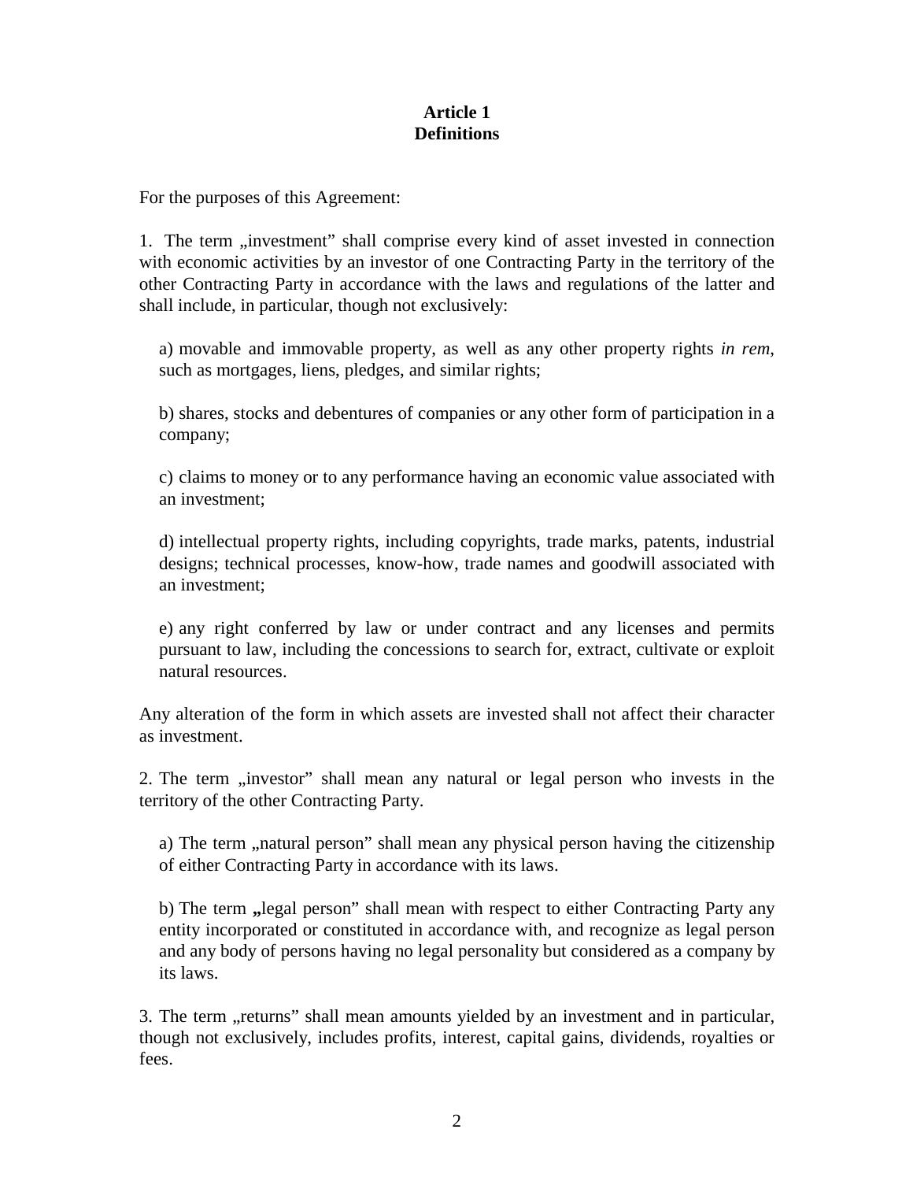# Article 1
# Definitions

For the purposes of this Agreement:

1. The term „investment” shall comprise every kind of asset invested in connection with economic activities by an investor of one Contracting Party in the territory of the other Contracting Party in accordance with the laws and regulations of the latter and shall include, in particular, though not exclusively:

a) movable and immovable property, as well as any other property rights *in rem*, such as mortgages, liens, pledges, and similar rights;

b) shares, stocks and debentures of companies or any other form of participation in a company;

c) claims to money or to any performance having an economic value associated with an investment;

d) intellectual property rights, including copyrights, trade marks, patents, industrial designs; technical processes, know-how, trade names and goodwill associated with an investment;

e) any right conferred by law or under contract and any licenses and permits pursuant to law, including the concessions to search for, extract, cultivate or exploit natural resources.

Any alteration of the form in which assets are invested shall not affect their character as investment.

2. The term „investor” shall mean any natural or legal person who invests in the territory of the other Contracting Party.

a) The term „natural person” shall mean any physical person having the citizenship of either Contracting Party in accordance with its laws.

b) The term **„**legal person” shall mean with respect to either Contracting Party any entity incorporated or constituted in accordance with, and recognize as legal person and any body of persons having no legal personality but considered as a company by its laws.

3. The term „returns” shall mean amounts yielded by an investment and in particular, though not exclusively, includes profits, interest, capital gains, dividends, royalties or fees.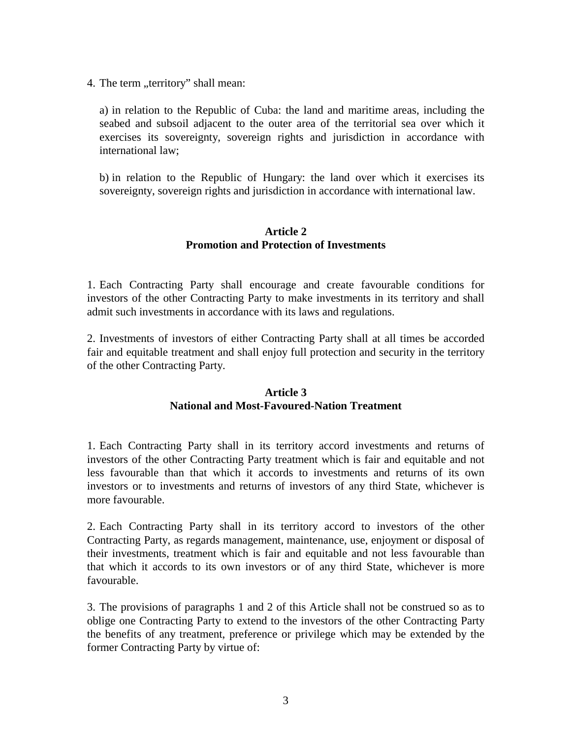4. The term „territory" shall mean:

a) in relation to the Republic of Cuba: the land and maritime areas, including the seabed and subsoil adjacent to the outer area of the territorial sea over which it exercises its sovereignty, sovereign rights and jurisdiction in accordance with international law;

b) in relation to the Republic of Hungary: the land over which it exercises its sovereignty, sovereign rights and jurisdiction in accordance with international law.

**Article 2**
**Promotion and Protection of Investments**

1. Each Contracting Party shall encourage and create favourable conditions for investors of the other Contracting Party to make investments in its territory and shall admit such investments in accordance with its laws and regulations.

2. Investments of investors of either Contracting Party shall at all times be accorded fair and equitable treatment and shall enjoy full protection and security in the territory of the other Contracting Party.

**Article 3**
**National and Most-Favoured-Nation Treatment**

1. Each Contracting Party shall in its territory accord investments and returns of investors of the other Contracting Party treatment which is fair and equitable and not less favourable than that which it accords to investments and returns of its own investors or to investments and returns of investors of any third State, whichever is more favourable.

2. Each Contracting Party shall in its territory accord to investors of the other Contracting Party, as regards management, maintenance, use, enjoyment or disposal of their investments, treatment which is fair and equitable and not less favourable than that which it accords to its own investors or of any third State, whichever is more favourable.

3. The provisions of paragraphs 1 and 2 of this Article shall not be construed so as to oblige one Contracting Party to extend to the investors of the other Contracting Party the benefits of any treatment, preference or privilege which may be extended by the former Contracting Party by virtue of: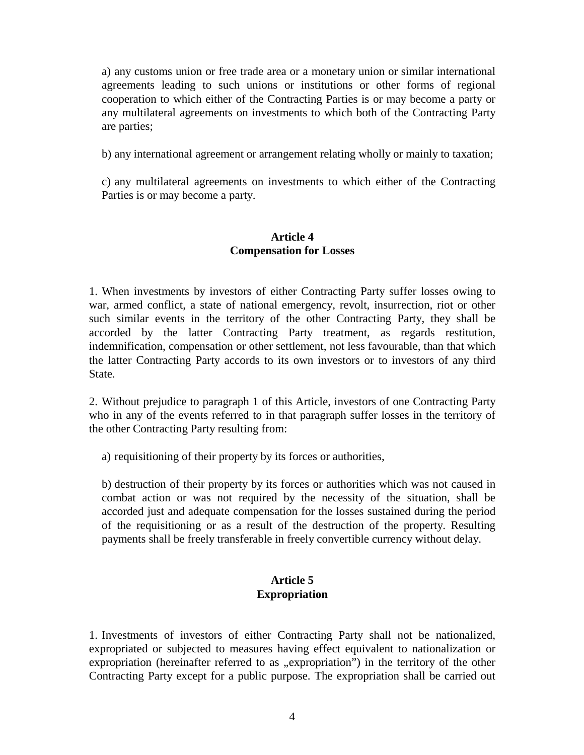a) any customs union or free trade area or a monetary union or similar international agreements leading to such unions or institutions or other forms of regional cooperation to which either of the Contracting Parties is or may become a party or any multilateral agreements on investments to which both of the Contracting Party are parties;

b) any international agreement or arrangement relating wholly or mainly to taxation;

c) any multilateral agreements on investments to which either of the Contracting Parties is or may become a party.

**Article 4**
**Compensation for Losses**

1. When investments by investors of either Contracting Party suffer losses owing to war, armed conflict, a state of national emergency, revolt, insurrection, riot or other such similar events in the territory of the other Contracting Party, they shall be accorded by the latter Contracting Party treatment, as regards restitution, indemnification, compensation or other settlement, not less favourable, than that which the latter Contracting Party accords to its own investors or to investors of any third State.

2. Without prejudice to paragraph 1 of this Article, investors of one Contracting Party who in any of the events referred to in that paragraph suffer losses in the territory of the other Contracting Party resulting from:

a) requisitioning of their property by its forces or authorities,

b) destruction of their property by its forces or authorities which was not caused in combat action or was not required by the necessity of the situation, shall be accorded just and adequate compensation for the losses sustained during the period of the requisitioning or as a result of the destruction of the property. Resulting payments shall be freely transferable in freely convertible currency without delay.

**Article 5**
**Expropriation**

1. Investments of investors of either Contracting Party shall not be nationalized, expropriated or subjected to measures having effect equivalent to nationalization or expropriation (hereinafter referred to as „expropriation") in the territory of the other Contracting Party except for a public purpose. The expropriation shall be carried out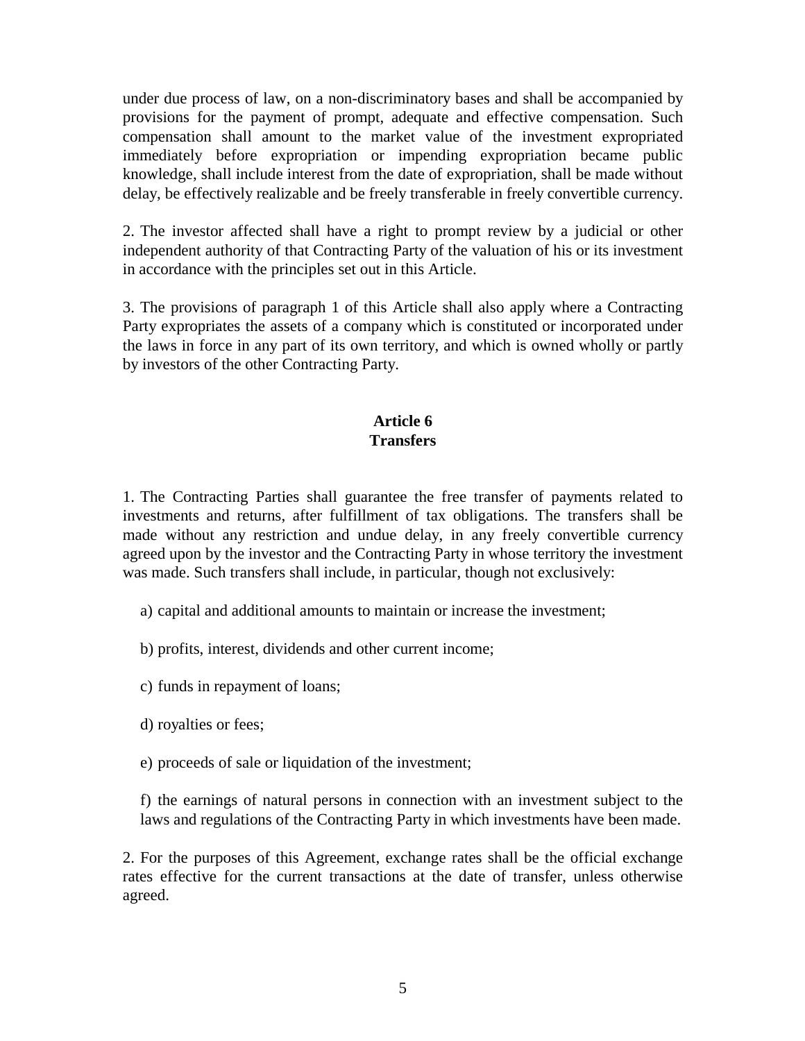under due process of law, on a non-discriminatory bases and shall be accompanied by provisions for the payment of prompt, adequate and effective compensation. Such compensation shall amount to the market value of the investment expropriated immediately before expropriation or impending expropriation became public knowledge, shall include interest from the date of expropriation, shall be made without delay, be effectively realizable and be freely transferable in freely convertible currency.

2. The investor affected shall have a right to prompt review by a judicial or other independent authority of that Contracting Party of the valuation of his or its investment in accordance with the principles set out in this Article.

3. The provisions of paragraph 1 of this Article shall also apply where a Contracting Party expropriates the assets of a company which is constituted or incorporated under the laws in force in any part of its own territory, and which is owned wholly or partly by investors of the other Contracting Party.

## Article 6
## Transfers

1. The Contracting Parties shall guarantee the free transfer of payments related to investments and returns, after fulfillment of tax obligations. The transfers shall be made without any restriction and undue delay, in any freely convertible currency agreed upon by the investor and the Contracting Party in whose territory the investment was made. Such transfers shall include, in particular, though not exclusively:

a) capital and additional amounts to maintain or increase the investment;

b) profits, interest, dividends and other current income;

c) funds in repayment of loans;

d) royalties or fees;

e) proceeds of sale or liquidation of the investment;

f) the earnings of natural persons in connection with an investment subject to the laws and regulations of the Contracting Party in which investments have been made.

2. For the purposes of this Agreement, exchange rates shall be the official exchange rates effective for the current transactions at the date of transfer, unless otherwise agreed.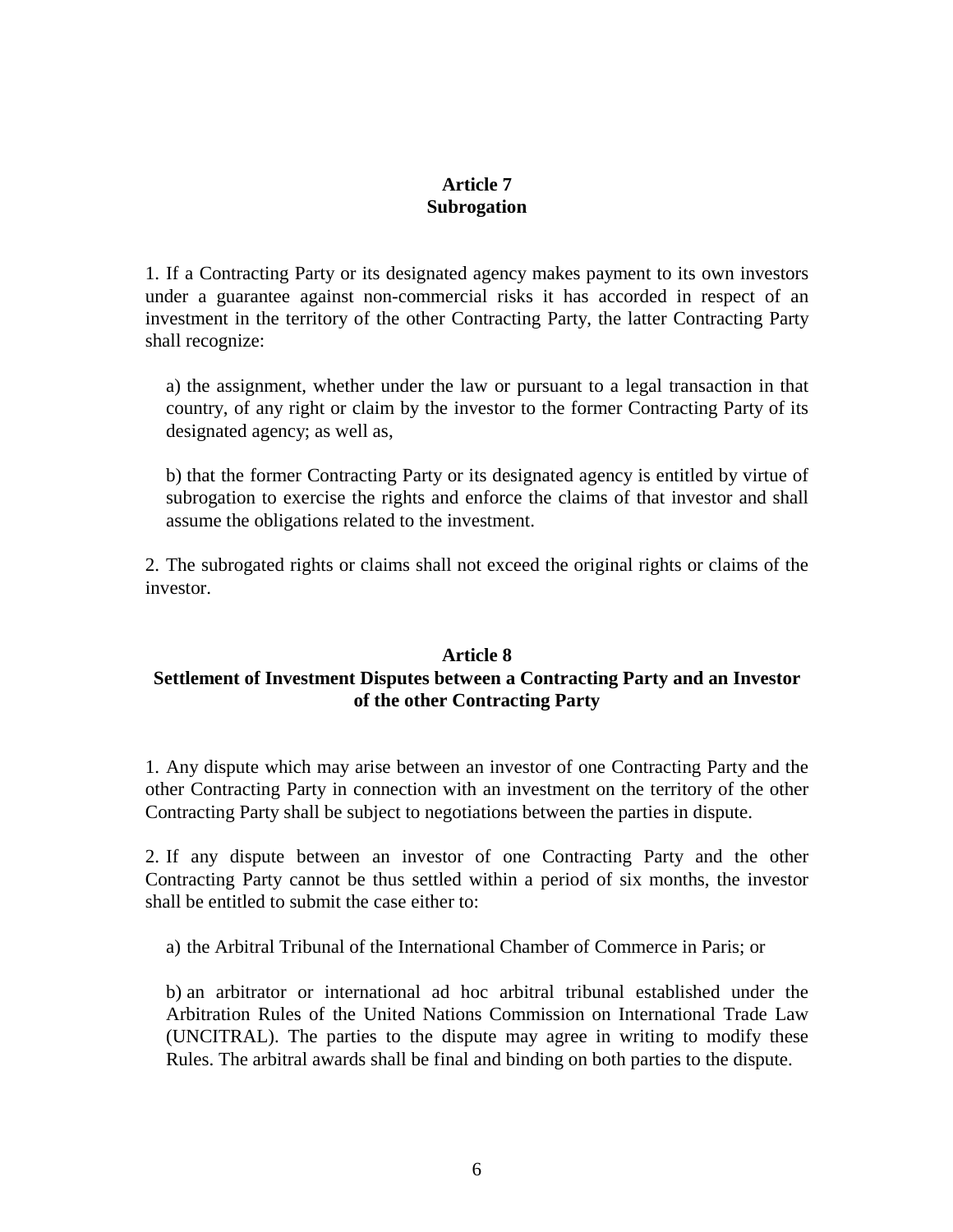## Article 7
## Subrogation

1. If a Contracting Party or its designated agency makes payment to its own investors under a guarantee against non-commercial risks it has accorded in respect of an investment in the territory of the other Contracting Party, the latter Contracting Party shall recognize:

a) the assignment, whether under the law or pursuant to a legal transaction in that country, of any right or claim by the investor to the former Contracting Party of its designated agency; as well as,

b) that the former Contracting Party or its designated agency is entitled by virtue of subrogation to exercise the rights and enforce the claims of that investor and shall assume the obligations related to the investment.

2. The subrogated rights or claims shall not exceed the original rights or claims of the investor.

## Article 8
## Settlement of Investment Disputes between a Contracting Party and an Investor of the other Contracting Party

1. Any dispute which may arise between an investor of one Contracting Party and the other Contracting Party in connection with an investment on the territory of the other Contracting Party shall be subject to negotiations between the parties in dispute.

2. If any dispute between an investor of one Contracting Party and the other Contracting Party cannot be thus settled within a period of six months, the investor shall be entitled to submit the case either to:

a) the Arbitral Tribunal of the International Chamber of Commerce in Paris; or

b) an arbitrator or international ad hoc arbitral tribunal established under the Arbitration Rules of the United Nations Commission on International Trade Law (UNCITRAL). The parties to the dispute may agree in writing to modify these Rules. The arbitral awards shall be final and binding on both parties to the dispute.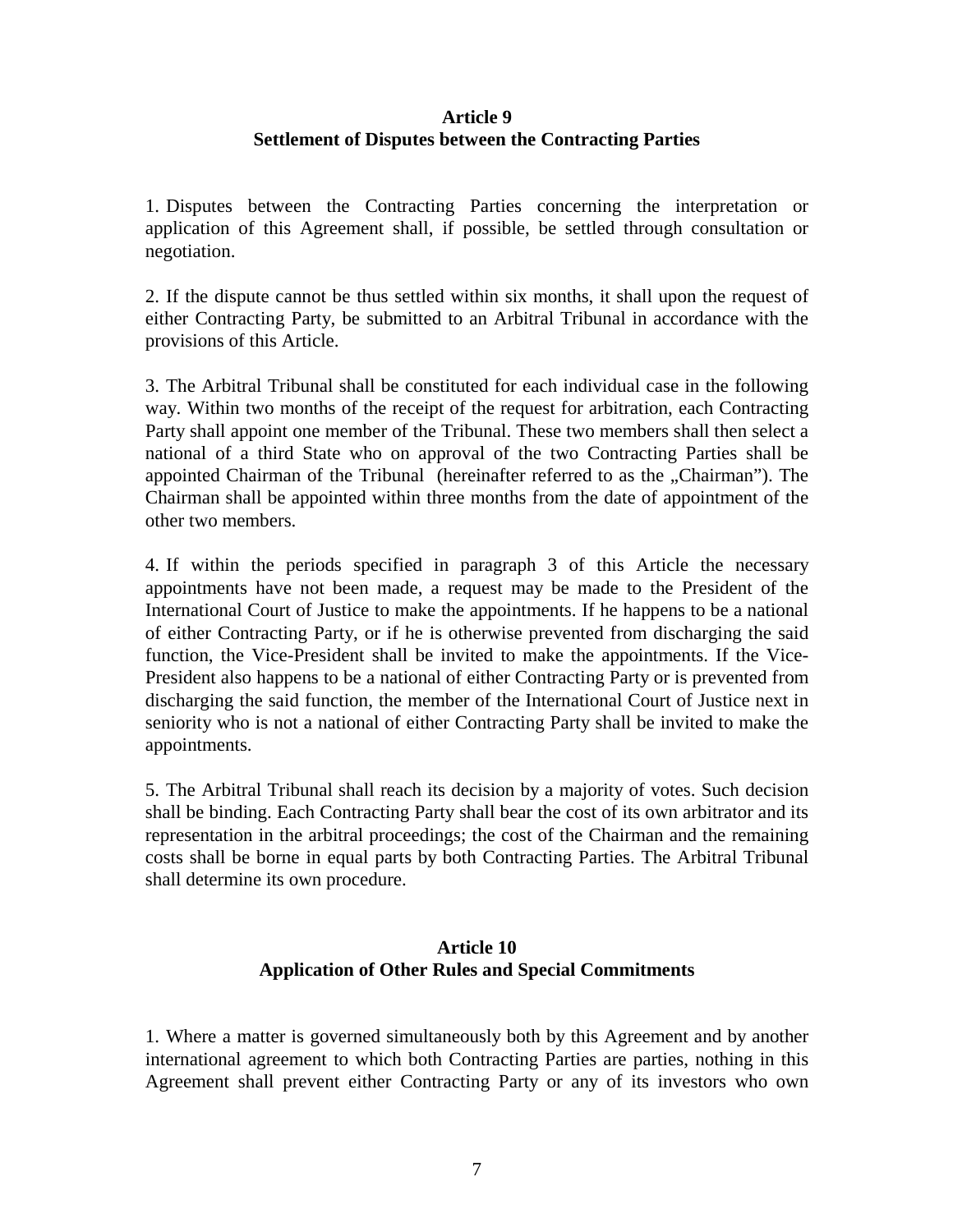## Article 9
## Settlement of Disputes between the Contracting Parties

1. Disputes between the Contracting Parties concerning the interpretation or application of this Agreement shall, if possible, be settled through consultation or negotiation.

2. If the dispute cannot be thus settled within six months, it shall upon the request of either Contracting Party, be submitted to an Arbitral Tribunal in accordance with the provisions of this Article.

3. The Arbitral Tribunal shall be constituted for each individual case in the following way. Within two months of the receipt of the request for arbitration, each Contracting Party shall appoint one member of the Tribunal. These two members shall then select a national of a third State who on approval of the two Contracting Parties shall be appointed Chairman of the Tribunal (hereinafter referred to as the „Chairman"). The Chairman shall be appointed within three months from the date of appointment of the other two members.

4. If within the periods specified in paragraph 3 of this Article the necessary appointments have not been made, a request may be made to the President of the International Court of Justice to make the appointments. If he happens to be a national of either Contracting Party, or if he is otherwise prevented from discharging the said function, the Vice-President shall be invited to make the appointments. If the Vice-President also happens to be a national of either Contracting Party or is prevented from discharging the said function, the member of the International Court of Justice next in seniority who is not a national of either Contracting Party shall be invited to make the appointments.

5. The Arbitral Tribunal shall reach its decision by a majority of votes. Such decision shall be binding. Each Contracting Party shall bear the cost of its own arbitrator and its representation in the arbitral proceedings; the cost of the Chairman and the remaining costs shall be borne in equal parts by both Contracting Parties. The Arbitral Tribunal shall determine its own procedure.

## Article 10
## Application of Other Rules and Special Commitments

1. Where a matter is governed simultaneously both by this Agreement and by another international agreement to which both Contracting Parties are parties, nothing in this Agreement shall prevent either Contracting Party or any of its investors who own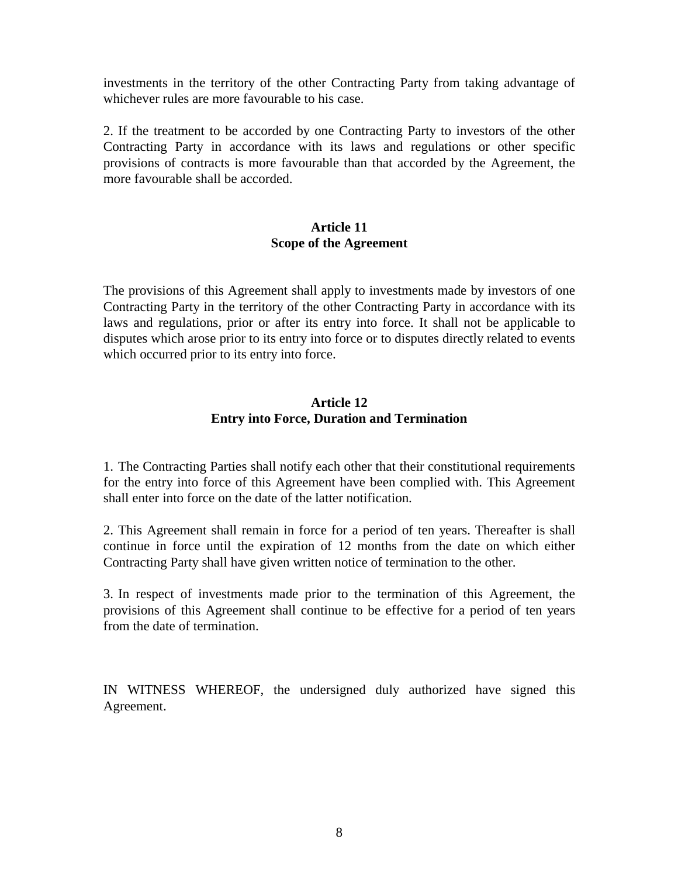investments in the territory of the other Contracting Party from taking advantage of whichever rules are more favourable to his case.

2. If the treatment to be accorded by one Contracting Party to investors of the other Contracting Party in accordance with its laws and regulations or other specific provisions of contracts is more favourable than that accorded by the Agreement, the more favourable shall be accorded.

**Article 11**
**Scope of the Agreement**

The provisions of this Agreement shall apply to investments made by investors of one Contracting Party in the territory of the other Contracting Party in accordance with its laws and regulations, prior or after its entry into force. It shall not be applicable to disputes which arose prior to its entry into force or to disputes directly related to events which occurred prior to its entry into force.

**Article 12**
**Entry into Force, Duration and Termination**

1. The Contracting Parties shall notify each other that their constitutional requirements for the entry into force of this Agreement have been complied with. This Agreement shall enter into force on the date of the latter notification.

2. This Agreement shall remain in force for a period of ten years. Thereafter is shall continue in force until the expiration of 12 months from the date on which either Contracting Party shall have given written notice of termination to the other.

3. In respect of investments made prior to the termination of this Agreement, the provisions of this Agreement shall continue to be effective for a period of ten years from the date of termination.

IN WITNESS WHEREOF, the undersigned duly authorized have signed this Agreement.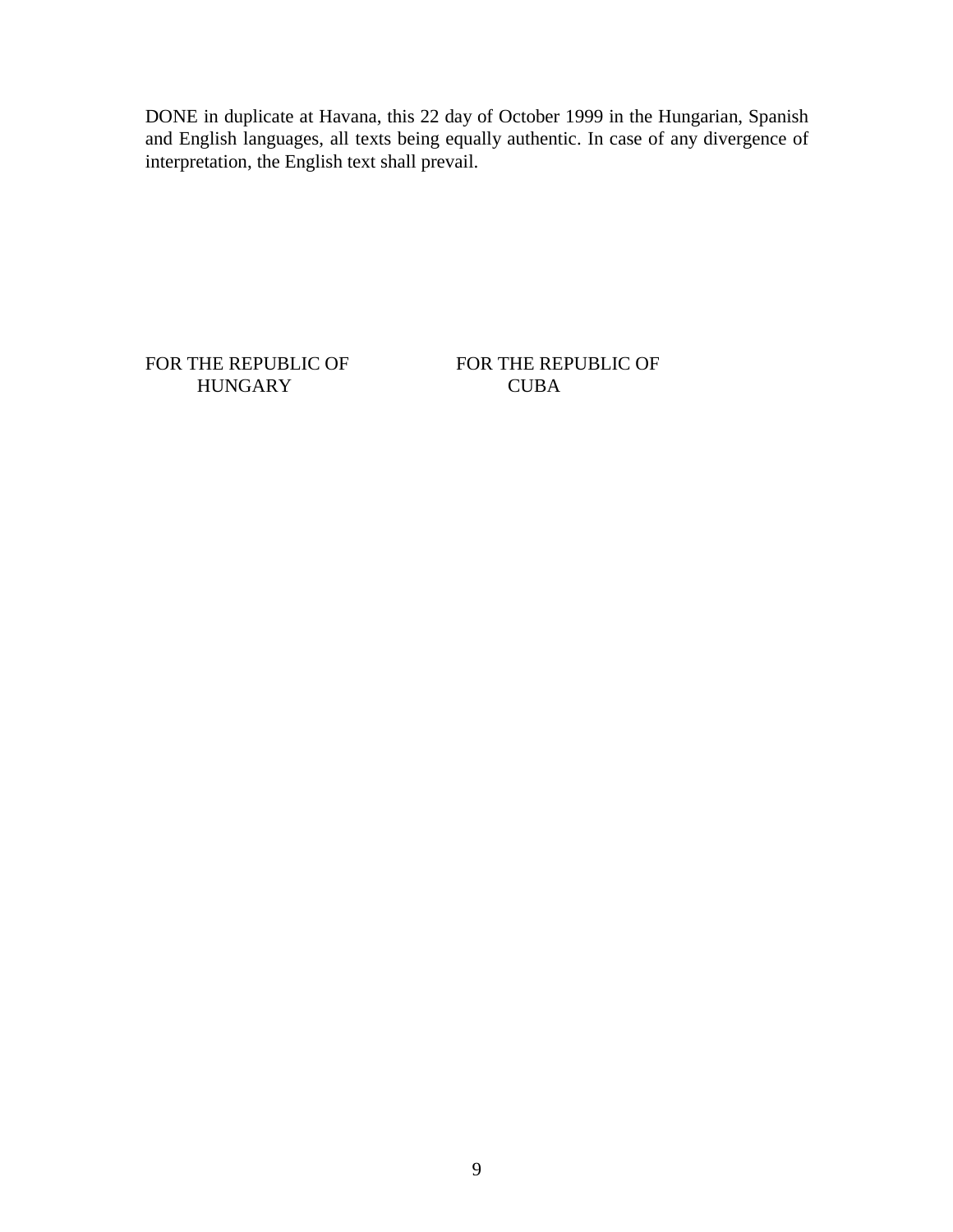DONE in duplicate at Havana, this 22 day of October 1999 in the Hungarian, Spanish and English languages, all texts being equally authentic. In case of any divergence of interpretation, the English text shall prevail.

| FOR THE REPUBLIC OF HUNGARY | FOR THE REPUBLIC OF CUBA |
| --- | --- |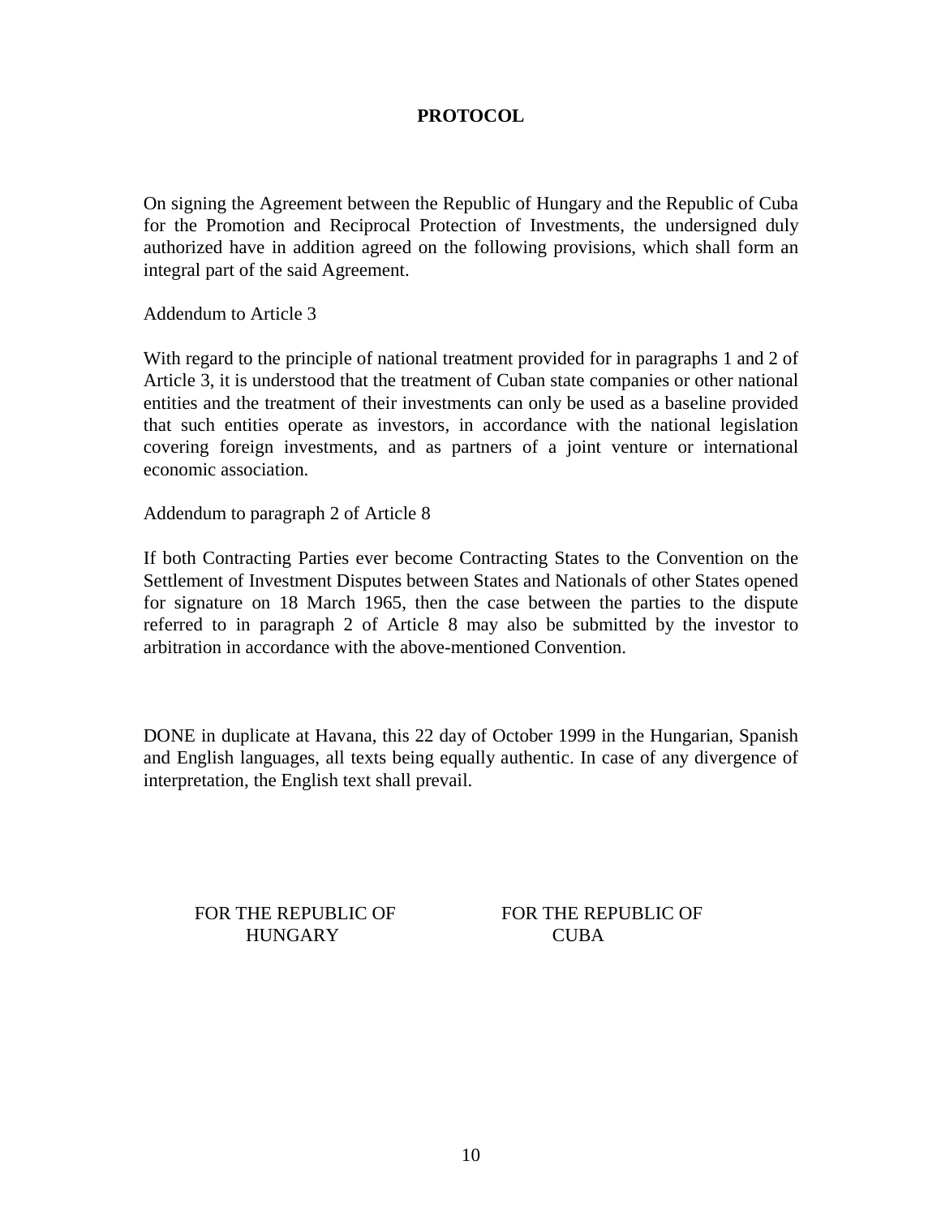# PROTOCOL

On signing the Agreement between the Republic of Hungary and the Republic of Cuba for the Promotion and Reciprocal Protection of Investments, the undersigned duly authorized have in addition agreed on the following provisions, which shall form an integral part of the said Agreement.

Addendum to Article 3

With regard to the principle of national treatment provided for in paragraphs 1 and 2 of Article 3, it is understood that the treatment of Cuban state companies or other national entities and the treatment of their investments can only be used as a baseline provided that such entities operate as investors, in accordance with the national legislation covering foreign investments, and as partners of a joint venture or international economic association.

Addendum to paragraph 2 of Article 8

If both Contracting Parties ever become Contracting States to the Convention on the Settlement of Investment Disputes between States and Nationals of other States opened for signature on 18 March 1965, then the case between the parties to the dispute referred to in paragraph 2 of Article 8 may also be submitted by the investor to arbitration in accordance with the above-mentioned Convention.

DONE in duplicate at Havana, this 22 day of October 1999 in the Hungarian, Spanish and English languages, all texts being equally authentic. In case of any divergence of interpretation, the English text shall prevail.

| | |
|---|---|
| FOR THE REPUBLIC OF HUNGARY | FOR THE REPUBLIC OF CUBA |